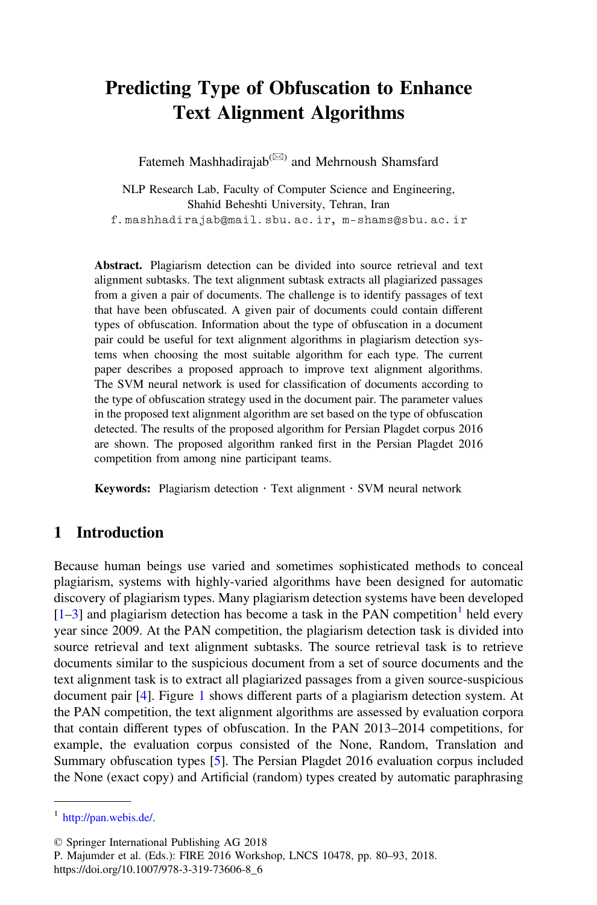# Predicting Type of Obfuscation to Enhance Text Alignment Algorithms

Fatemeh Mashhadirajab and Mehrnoush Shamsfard

NLP Research Lab, Faculty of Computer Science and Engineering, Shahid Beheshti University, Tehran, Iran
f.mashhadirajab@mail.sbu.ac.ir, m-shams@sbu.ac.ir

**Abstract.** Plagiarism detection can be divided into source retrieval and text alignment subtasks. The text alignment subtask extracts all plagiarized passages from a given a pair of documents. The challenge is to identify passages of text that have been obfuscated. A given pair of documents could contain different types of obfuscation. Information about the type of obfuscation in a document pair could be useful for text alignment algorithms in plagiarism detection systems when choosing the most suitable algorithm for each type. The current paper describes a proposed approach to improve text alignment algorithms. The SVM neural network is used for classification of documents according to the type of obfuscation strategy used in the document pair. The parameter values in the proposed text alignment algorithm are set based on the type of obfuscation detected. The results of the proposed algorithm for Persian Plagdet corpus 2016 are shown. The proposed algorithm ranked first in the Persian Plagdet 2016 competition from among nine participant teams.

**Keywords:** Plagiarism detection · Text alignment · SVM neural network

## 1 Introduction

Because human beings use varied and sometimes sophisticated methods to conceal plagiarism, systems with highly-varied algorithms have been designed for automatic discovery of plagiarism types. Many plagiarism detection systems have been developed [1–3] and plagiarism detection has become a task in the PAN competition[1] held every year since 2009. At the PAN competition, the plagiarism detection task is divided into source retrieval and text alignment subtasks. The source retrieval task is to retrieve documents similar to the suspicious document from a set of source documents and the text alignment task is to extract all plagiarized passages from a given source-suspicious document pair [4]. Figure 1 shows different parts of a plagiarism detection system. At the PAN competition, the text alignment algorithms are assessed by evaluation corpora that contain different types of obfuscation. In the PAN 2013–2014 competitions, for example, the evaluation corpus consisted of the None, Random, Translation and Summary obfuscation types [5]. The Persian Plagdet 2016 evaluation corpus included the None (exact copy) and Artificial (random) types created by automatic paraphrasing

---

[1] http://pan.webis.de/.

© Springer International Publishing AG 2018
P. Majumder et al. (Eds.): FIRE 2016 Workshop, LNCS 10478, pp. 80–93, 2018.
https://doi.org/10.1007/978-3-319-73606-8_6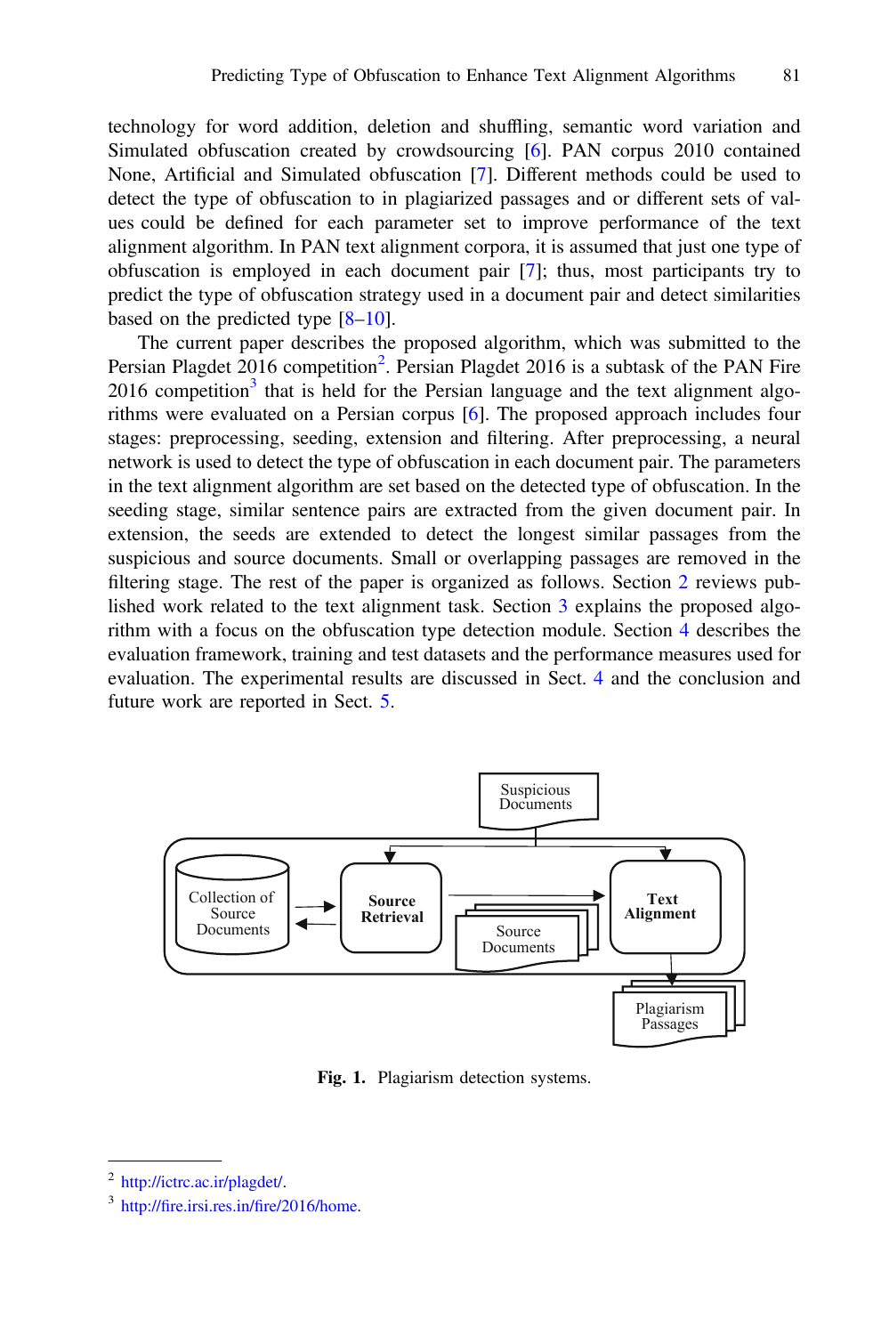technology for word addition, deletion and shuffling, semantic word variation and Simulated obfuscation created by crowdsourcing [6]. PAN corpus 2010 contained None, Artificial and Simulated obfuscation [7]. Different methods could be used to detect the type of obfuscation to in plagiarized passages and or different sets of values could be defined for each parameter set to improve performance of the text alignment algorithm. In PAN text alignment corpora, it is assumed that just one type of obfuscation is employed in each document pair [7]; thus, most participants try to predict the type of obfuscation strategy used in a document pair and detect similarities based on the predicted type [8–10].

The current paper describes the proposed algorithm, which was submitted to the Persian Plagdet 2016 competition[2]. Persian Plagdet 2016 is a subtask of the PAN Fire 2016 competition[3] that is held for the Persian language and the text alignment algorithms were evaluated on a Persian corpus [6]. The proposed approach includes four stages: preprocessing, seeding, extension and filtering. After preprocessing, a neural network is used to detect the type of obfuscation in each document pair. The parameters in the text alignment algorithm are set based on the detected type of obfuscation. In the seeding stage, similar sentence pairs are extracted from the given document pair. In extension, the seeds are extended to detect the longest similar passages from the suspicious and source documents. Small or overlapping passages are removed in the filtering stage. The rest of the paper is organized as follows. Section 2 reviews published work related to the text alignment task. Section 3 explains the proposed algorithm with a focus on the obfuscation type detection module. Section 4 describes the evaluation framework, training and test datasets and the performance measures used for evaluation. The experimented results are discussed in Sect. 4 and the conclusion and future work are reported in Sect. 5.

**Fig. 1.** Plagiarism detection systems.

[2] http://ictrc.ac.ir/plagdet/.

[3] http://fire.irsi.res.in/fire/2016/home.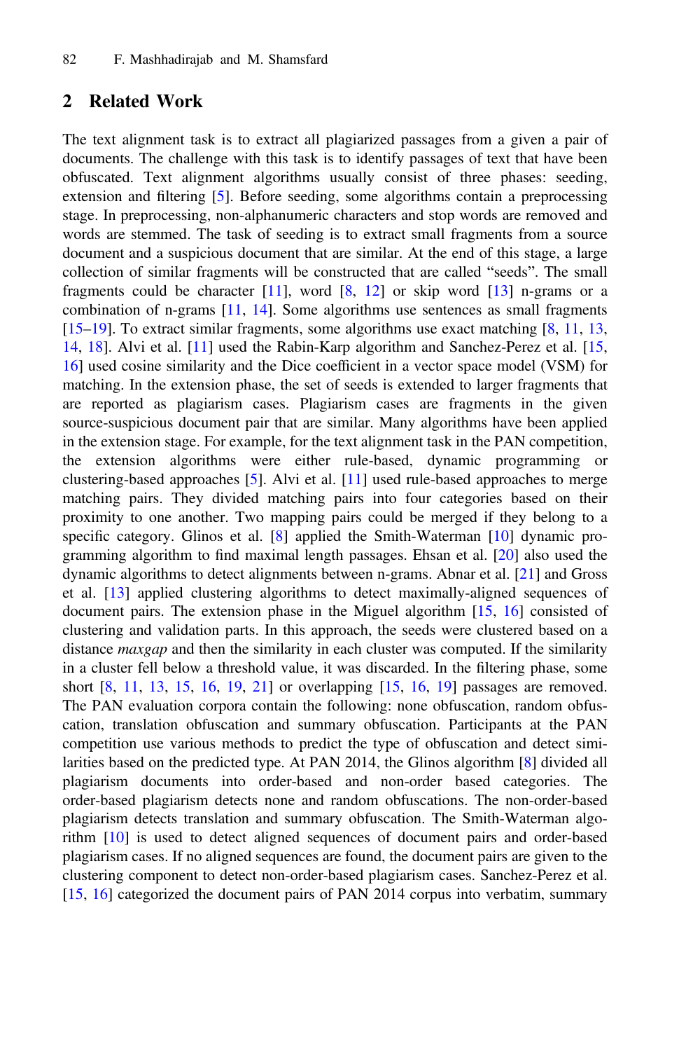## 2 Related Work

The text alignment task is to extract all plagiarized passages from a given a pair of documents. The challenge with this task is to identify passages of text that have been obfuscated. Text alignment algorithms usually consist of three phases: seeding, extension and filtering [5]. Before seeding, some algorithms contain a preprocessing stage. In preprocessing, non-alphanumeric characters and stop words are removed and words are stemmed. The task of seeding is to extract small fragments from a source document and a suspicious document that are similar. At the end of this stage, a large collection of similar fragments will be constructed that are called "seeds". The small fragments could be character [11], word [8, 12] or skip word [13] n-grams or a combination of n-grams [11, 14]. Some algorithms use sentences as small fragments [15–19]. To extract similar fragments, some algorithms use exact matching [8, 11, 13, 14, 18]. Alvi et al. [11] used the Rabin-Karp algorithm and Sanchez-Perez et al. [15, 16] used cosine similarity and the Dice coefficient in a vector space model (VSM) for matching. In the extension phase, the set of seeds is extended to larger fragments that are reported as plagiarism cases. Plagiarism cases are fragments in the given source-suspicious document pair that are similar. Many algorithms have been applied in the extension stage. For example, for the text alignment task in the PAN competition, the extension algorithms were either rule-based, dynamic programming or clustering-based approaches [5]. Alvi et al. [11] used rule-based approaches to merge matching pairs. They divided matching pairs into four categories based on their proximity to one another. Two mapping pairs could be merged if they belong to a specific category. Glinos et al. [8] applied the Smith-Waterman [10] dynamic programming algorithm to find maximal length passages. Ehsan et al. [20] also used the dynamic algorithms to detect alignments between n-grams. Abnar et al. [21] and Gross et al. [13] applied clustering algorithms to detect maximally-aligned sequences of document pairs. The extension phase in the Miguel algorithm [15, 16] consisted of clustering and validation parts. In this approach, the seeds were clustered based on a distance *maxgap* and then the similarity in each cluster was computed. If the similarity in a cluster fell below a threshold value, it was discarded. In the filtering phase, some short [8, 11, 13, 15, 16, 19, 21] or overlapping [15, 16, 19] passages are removed. The PAN evaluation corpora contain the following: none obfuscation, random obfuscation, translation obfuscation and summary obfuscation. Participants at the PAN competition use various methods to predict the type of obfuscation and detect similarities based on the predicted type. At PAN 2014, the Glinos algorithm [8] divided all plagiarism documents into order-based and non-order based categories. The order-based plagiarism detects none and random obfuscations. The non-order-based plagiarism detects translation and summary obfuscation. The Smith-Waterman algorithm [10] is used to detect aligned sequences of document pairs and order-based plagiarism cases. If no aligned sequences are found, the document pairs are given to the clustering component to detect non-order-based plagiarism cases. Sanchez-Perez et al. [15, 16] categorized the document pairs of PAN 2014 corpus into verbatim, summary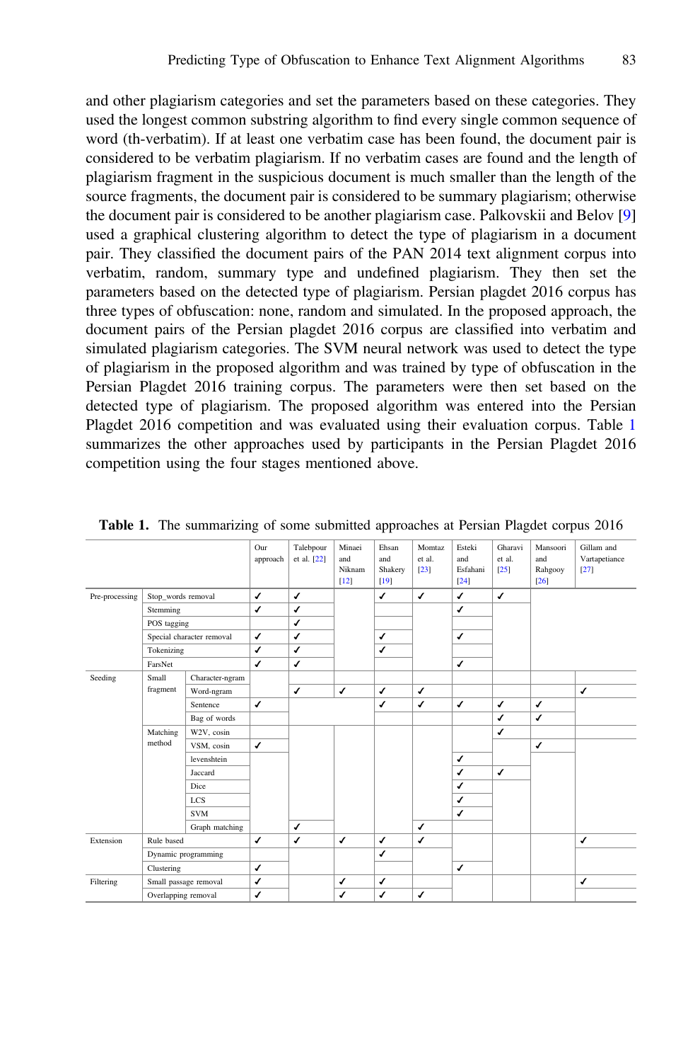and other plagiarism categories and set the parameters based on these categories. They used the longest common substring algorithm to find every single common sequence of word (th-verbatim). If at least one verbatim case has been found, the document pair is considered to be verbatim plagiarism. If no verbatim cases are found and the length of plagiarism fragment in the suspicious document is much smaller than the length of the source fragments, the document pair is considered to be summary plagiarism; otherwise the document pair is considered to be another plagiarism case. Palkovskii and Belov [9] used a graphical clustering algorithm to detect the type of plagiarism in a document pair. They classified the document pairs of the PAN 2014 text alignment corpus into verbatim, random, summary type and undefined plagiarism. They then set the parameters based on the detected type of plagiarism. Persian plagdet 2016 corpus has three types of obfuscation: none, random and simulated. In the proposed approach, the document pairs of the Persian plagdet 2016 corpus are classified into verbatim and simulated plagiarism categories. The SVM neural network was used to detect the type of plagiarism in the proposed algorithm and was trained by type of obfuscation in the Persian Plagdet 2016 training corpus. The parameters were then set based on the detected type of plagiarism. The proposed algorithm was entered into the Persian Plagdet 2016 competition and was evaluated using their evaluation corpus. Table 1 summarizes the other approaches used by participants in the Persian Plagdet 2016 competition using the four stages mentioned above.

**Table 1.** The summarizing of some submitted approaches at Persian Plagdet corpus 2016

| | | | Our approach | Talebpour et al. [22] | Minaei and Niknam [12] | Ehsan and Shakery [19] | Momtaz et al. [23] | Esteki and Esfahani [24] | Gharavi et al. [25] | Mansoori and Rahgooy [26] | Gillam and Vartapetiance [27] |
|---|---|---|---|---|---|---|---|---|---|---|---|
| Pre-processing | Stop_words removal | | ✓ | ✓ | | ✓ | ✓ | ✓ | ✓ | | |
| | Stemming | | ✓ | ✓ | | | | ✓ | | | |
| | POS tagging | | | ✓ | | | | | | | |
| | Special character removal | | ✓ | ✓ | | ✓ | | ✓ | | | |
| | Tokenizing | | ✓ | ✓ | | ✓ | | | | | |
| | FarsNet | | ✓ | ✓ | | | | ✓ | | | |
| Seeding | Small fragment | Character-ngram | | | | | | | | | |
| | | Word-ngram | | ✓ | ✓ | ✓ | ✓ | | | | ✓ |
| | | Sentence | ✓ | | | ✓ | ✓ | ✓ | ✓ | ✓ | |
| | | Bag of words | | | | | | | ✓ | ✓ | |
| | Matching method | W2V, cosin | | | | | | | ✓ | | |
| | | VSM, cosin | ✓ | | | | | | | ✓ | |
| | | levenshtein | | | | | | ✓ | | | |
| | | Jaccard | | | | | | ✓ | ✓ | | |
| | | Dice | | | | | | ✓ | | | |
| | | LCS | | | | | | ✓ | | | |
| | | SVM | | | | | | ✓ | | | |
| | | Graph matching | | ✓ | | | ✓ | | | | |
| Extension | Rule based | | ✓ | ✓ | ✓ | ✓ | ✓ | | | | ✓ |
| | Dynamic programming | | | | | ✓ | | | | | |
| | Clustering | | ✓ | | | | | ✓ | | | |
| Filtering | Small passage removal | | ✓ | | ✓ | ✓ | | | | | ✓ |
| | Overlapping removal | | ✓ | | ✓ | ✓ | ✓ | | | | |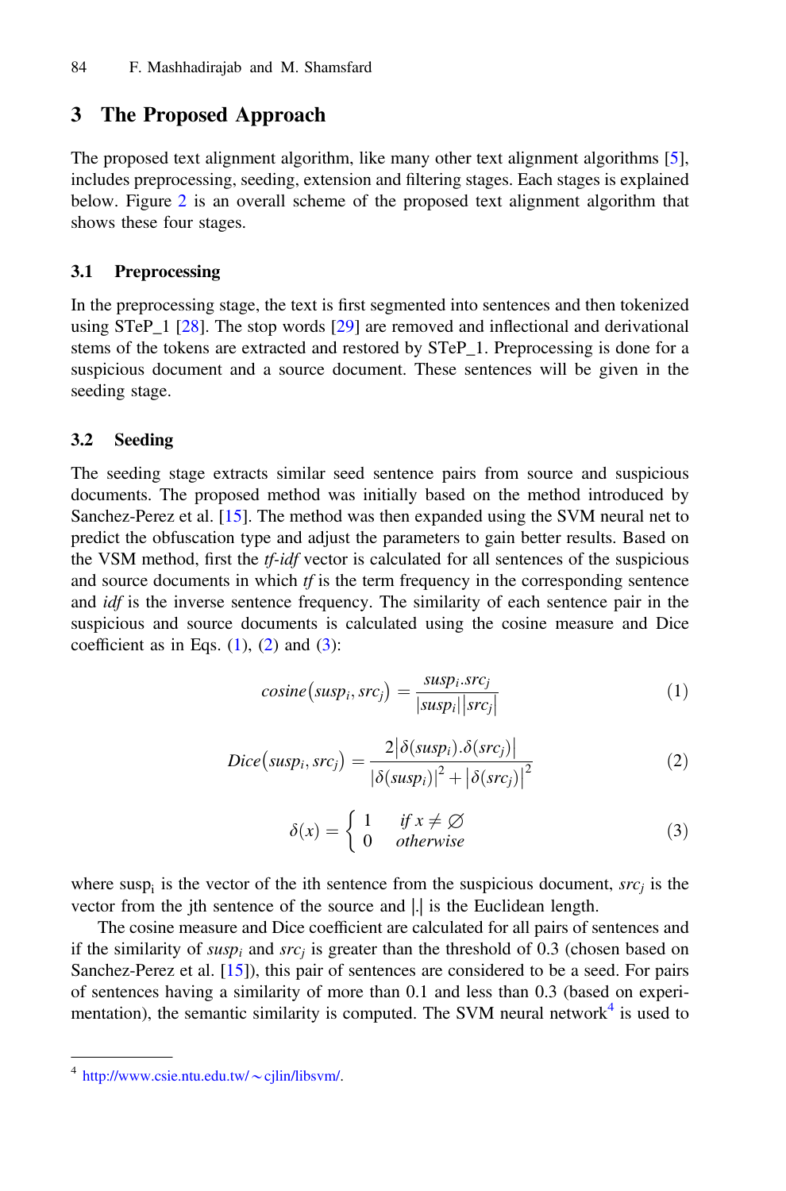## 3 The Proposed Approach

The proposed text alignment algorithm, like many other text alignment algorithms [5], includes preprocessing, seeding, extension and filtering stages. Each stages is explained below. Figure 2 is an overall scheme of the proposed text alignment algorithm that shows these four stages.

### 3.1 Preprocessing

In the preprocessing stage, the text is first segmented into sentences and then tokenized using STeP_1 [28]. The stop words [29] are removed and inflectional and derivational stems of the tokens are extracted and restored by STeP_1. Preprocessing is done for a suspicious document and a source document. These sentences will be given in the seeding stage.

### 3.2 Seeding

The seeding stage extracts similar seed sentence pairs from source and suspicious documents. The proposed method was initially based on the method introduced by Sanchez-Perez et al. [15]. The method was then expanded using the SVM neural net to predict the obfuscation type and adjust the parameters to gain better results. Based on the VSM method, first the *tf-idf* vector is calculated for all sentences of the suspicious and source documents in which *tf* is the term frequency in the corresponding sentence and *idf* is the inverse sentence frequency. The similarity of each sentence pair in the suspicious and source documents is calculated using the cosine measure and Dice coefficient as in Eqs. (1), (2) and (3):

$$cosine(susp_i, src_j) = \frac{susp_i.src_j}{|susp_i||src_j|} \tag{1}$$

$$Dice(susp_i, src_j) = \frac{2|\delta(susp_i).\delta(src_j)|}{|\delta(susp_i)|^2 + |\delta(src_j)|^2} \tag{2}$$

$$\delta(x) = \begin{cases} 1 & if\ x \neq \varnothing \\ 0 & otherwise \end{cases} \tag{3}$$

where $susp_i$ is the vector of the ith sentence from the suspicious document, $src_j$ is the vector from the jth sentence of the source and |.| is the Euclidean length.

The cosine measure and Dice coefficient are calculated for all pairs of sentences and if the similarity of $susp_i$ and $src_j$ is greater than the threshold of 0.3 (chosen based on Sanchez-Perez et al. [15]), this pair of sentences are considered to be a seed. For pairs of sentences having a similarity of more than 0.1 and less than 0.3 (based on experimentation), the semantic similarity is computed. The SVM neural network[4] is used to

[4] http://www.csie.ntu.edu.tw/~cjlin/libsvm/.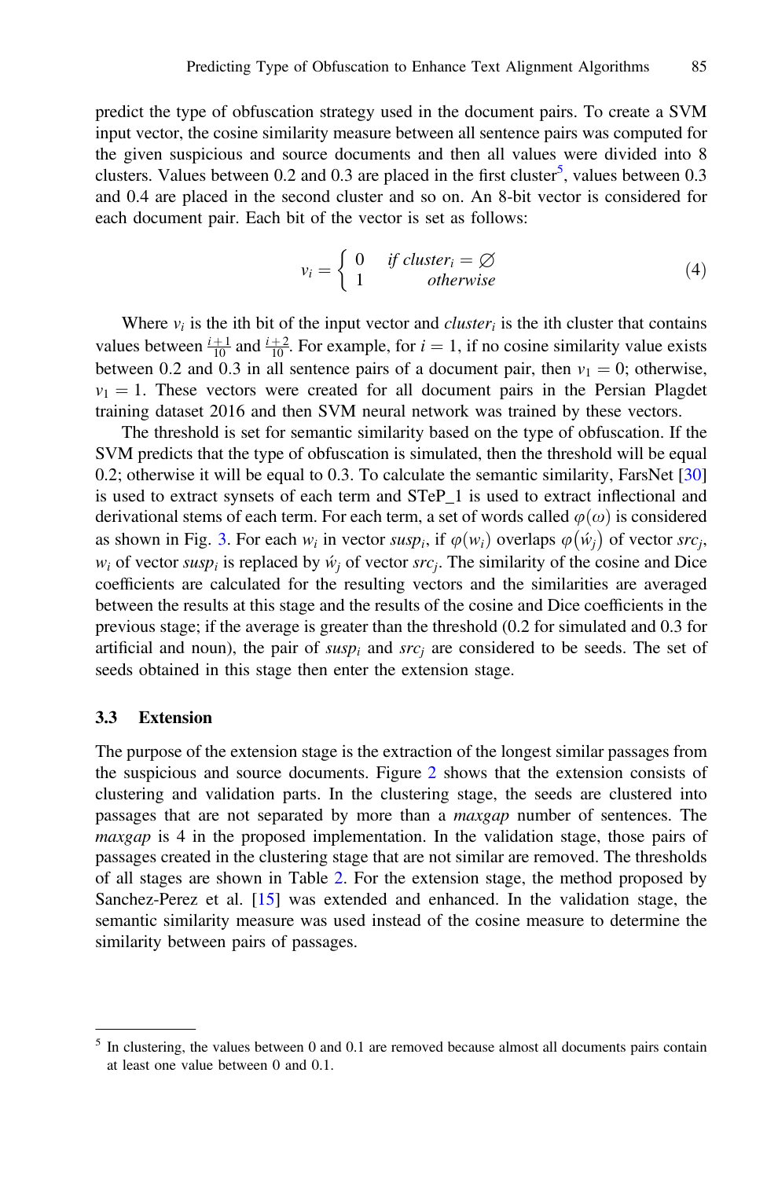predict the type of obfuscation strategy used in the document pairs. To create a SVM input vector, the cosine similarity measure between all sentence pairs was computed for the given suspicious and source documents and then all values were divided into 8 clusters. Values between 0.2 and 0.3 are placed in the first cluster[5], values between 0.3 and 0.4 are placed in the second cluster and so on. An 8-bit vector is considered for each document pair. Each bit of the vector is set as follows:

$$v_i = \begin{cases} 0 & \text{if } cluster_i = \varnothing \\ 1 & \text{otherwise} \end{cases} \tag{4}$$

Where $v_i$ is the ith bit of the input vector and $cluster_i$ is the ith cluster that contains values between $\frac{i+1}{10}$ and $\frac{i+2}{10}$. For example, for $i = 1$, if no cosine similarity value exists between 0.2 and 0.3 in all sentence pairs of a document pair, then $v_1 = 0$; otherwise, $v_1 = 1$. These vectors were created for all document pairs in the Persian Plagdet training dataset 2016 and then SVM neural network was trained by these vectors.

The threshold is set for semantic similarity based on the type of obfuscation. If the SVM predicts that the type of obfuscation is simulated, then the threshold will be equal 0.2; otherwise it will be equal to 0.3. To calculate the semantic similarity, FarsNet [30] is used to extract synsets of each term and STeP_1 is used to extract inflectional and derivational stems of each term. For each term, a set of words called $\varphi(\omega)$ is considered as shown in Fig. 3. For each $w_i$ in vector $susp_i$, if $\varphi(w_i)$ overlaps $\varphi(\acute{w}_j)$ of vector $src_j$, $w_i$ of vector $susp_i$ is replaced by $\acute{w}_j$ of vector $src_j$. The similarity of the cosine and Dice coefficients are calculated for the resulting vectors and the similarities are averaged between the results at this stage and the results of the cosine and Dice coefficients in the previous stage; if the average is greater than the threshold (0.2 for simulated and 0.3 for artificial and noun), the pair of $susp_i$ and $src_j$ are considered to be seeds. The set of seeds obtained in this stage then enter the extension stage.

### 3.3 Extension

The purpose of the extension stage is the extraction of the longest similar passages from the suspicious and source documents. Figure 2 shows that the extension consists of clustering and validation parts. In the clustering stage, the seeds are clustered into passages that are not separated by more than a *maxgap* number of sentences. The *maxgap* is 4 in the proposed implementation. In the validation stage, those pairs of passages created in the clustering stage that are not similar are removed. The thresholds of all stages are shown in Table 2. For the extension stage, the method proposed by Sanchez-Perez et al. [15] was extended and enhanced. In the validation stage, the semantic similarity measure was used instead of the cosine measure to determine the similarity between pairs of passages.

[5] In clustering, the values between 0 and 0.1 are removed because almost all documents pairs contain at least one value between 0 and 0.1.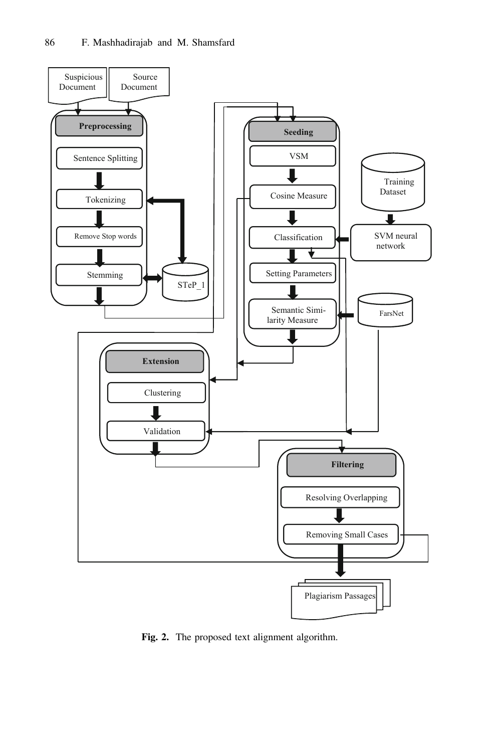**Fig. 2.** The proposed text alignment algorithm.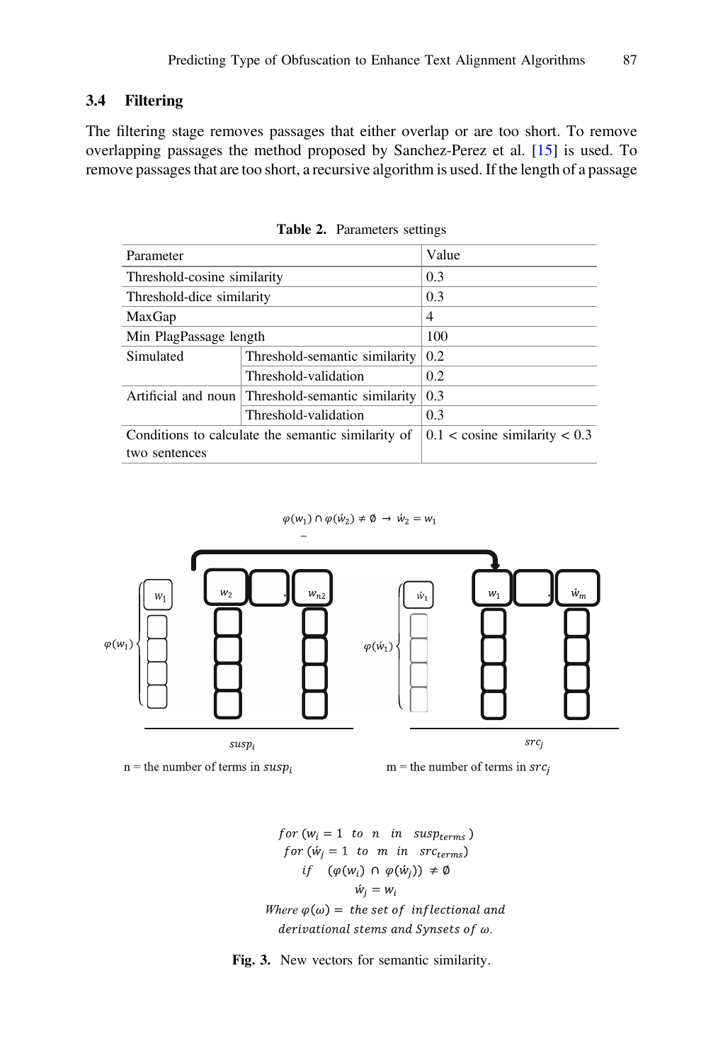### 3.4 Filtering

The filtering stage removes passages that either overlap or are too short. To remove overlapping passages the method proposed by Sanchez-Perez et al. [15] is used. To remove passages that are too short, a recursive algorithm is used. If the length of a passage

**Table 2.** Parameters settings

| Parameter | | Value |
|---|---|---|
| Threshold-cosine similarity | | 0.3 |
| Threshold-dice similarity | | 0.3 |
| MaxGap | | 4 |
| Min PlagPassage length | | 100 |
| Simulated | Threshold-semantic similarity | 0.2 |
| | Threshold-validation | 0.2 |
| Artificial and noun | Threshold-semantic similarity | 0.3 |
| | Threshold-validation | 0.3 |
| Conditions to calculate the semantic similarity of two sentences | | 0.1 < cosine similarity < 0.3 |

$\varphi(w_1) \cap \varphi(\acute{w}_2) \neq \emptyset \rightarrow \acute{w}_2 = w_1$

n = the number of terms in $susp_i$

m = the number of terms in $src_j$

$$
\begin{aligned}
&for\ (w_i = 1\ \ to\ \ n\ \ in\ \ susp_{terms})\\
&for\ (\acute{w}_j = 1\ \ to\ \ m\ \ in\ \ src_{terms})\\
&if\ \ (\varphi(w_i) \cap \varphi(\acute{w}_j)) \neq \emptyset\\
&\acute{w}_j = w_i\\
&Where\ \varphi(\omega) = the\ set\ of\ inflectional\ and\\
&derivational\ stems\ and\ Synsets\ of\ \omega.
\end{aligned}
$$

**Fig. 3.** New vectors for semantic similarity.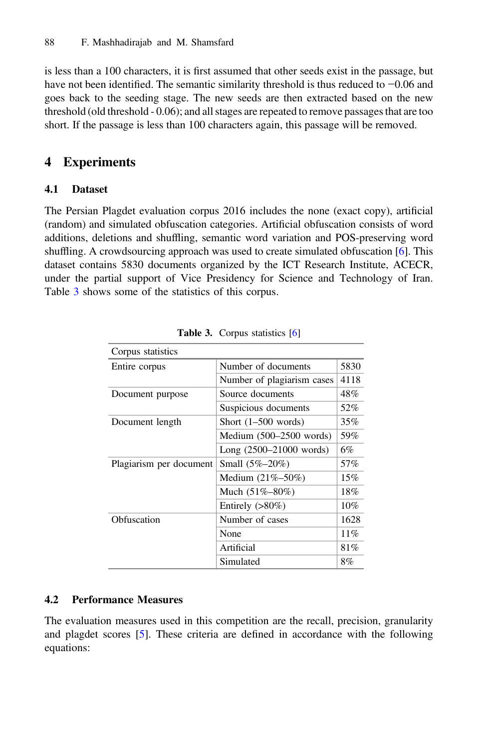is less than a 100 characters, it is first assumed that other seeds exist in the passage, but have not been identified. The semantic similarity threshold is thus reduced to −0.06 and goes back to the seeding stage. The new seeds are then extracted based on the new threshold (old threshold - 0.06); and all stages are repeated to remove passages that are too short. If the passage is less than 100 characters again, this passage will be removed.

## 4 Experiments

### 4.1 Dataset

The Persian Plagdet evaluation corpus 2016 includes the none (exact copy), artificial (random) and simulated obfuscation categories. Artificial obfuscation consists of word additions, deletions and shuffling, semantic word variation and POS-preserving word shuffling. A crowdsourcing approach was used to create simulated obfuscation [6]. This dataset contains 5830 documents organized by the ICT Research Institute, ACECR, under the partial support of Vice Presidency for Science and Technology of Iran. Table 3 shows some of the statistics of this corpus.

**Table 3.** Corpus statistics [6]

| Corpus statistics | | |
|---|---|---|
| Entire corpus | Number of documents | 5830 |
| | Number of plagiarism cases | 4118 |
| Document purpose | Source documents | 48% |
| | Suspicious documents | 52% |
| Document length | Short (1–500 words) | 35% |
| | Medium (500–2500 words) | 59% |
| | Long (2500–21000 words) | 6% |
| Plagiarism per document | Small (5%–20%) | 57% |
| | Medium (21%–50%) | 15% |
| | Much (51%–80%) | 18% |
| | Entirely (>80%) | 10% |
| Obfuscation | Number of cases | 1628 |
| | None | 11% |
| | Artificial | 81% |
| | Simulated | 8% |

### 4.2 Performance Measures

The evaluation measures used in this competition are the recall, precision, granularity and plagdet scores [5]. These criteria are defined in accordance with the following equations: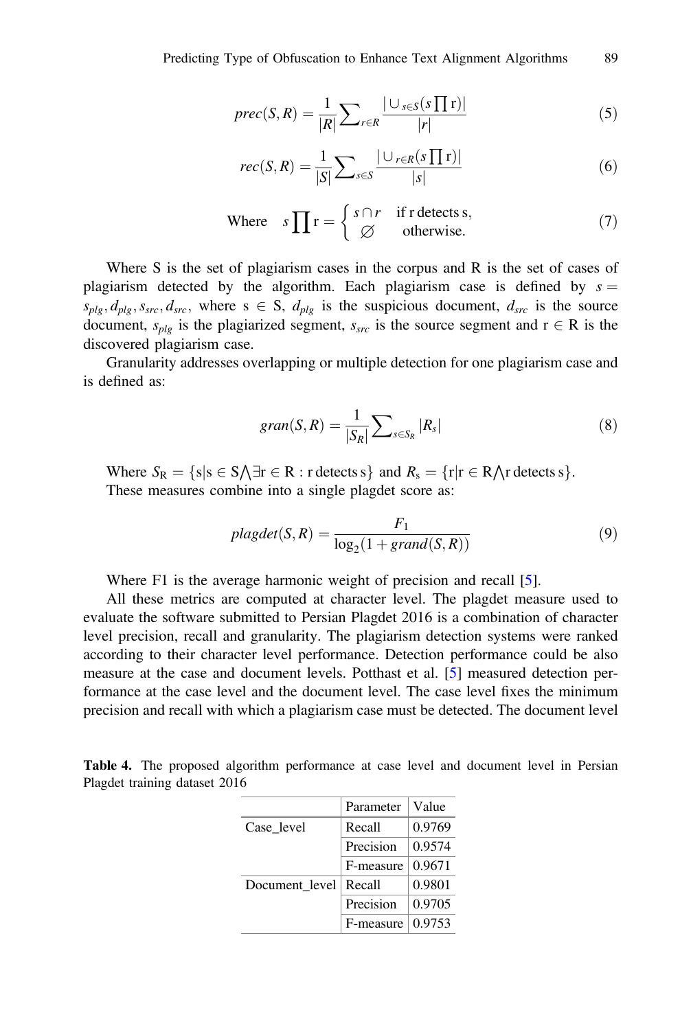$$prec(S,R) = \frac{1}{|R|}\sum\nolimits_{r \in R} \frac{|\cup_{s \in S}(s \prod r)|}{|r|} \tag{5}$$

$$rec(S,R) = \frac{1}{|S|}\sum\nolimits_{s \in S} \frac{|\cup_{r \in R}(s \prod r)|}{|s|} \tag{6}$$

$$\text{Where} \quad s \prod r = \begin{cases} s \cap r & \text{if r detects s,} \\ \varnothing & \text{otherwise.} \end{cases} \tag{7}$$

Where S is the set of plagiarism cases in the corpus and R is the set of cases of plagiarism detected by the algorithm. Each plagiarism case is defined by $s = s_{plg}, d_{plg}, s_{src}, d_{src}$, where $s \in S$, $d_{plg}$ is the suspicious document, $d_{src}$ is the source document, $s_{plg}$ is the plagiarized segment, $s_{src}$ is the source segment and $r \in R$ is the discovered plagiarism case.

Granularity addresses overlapping or multiple detection for one plagiarism case and is defined as:

$$gran(S,R) = \frac{1}{|S_R|}\sum\nolimits_{s \in S_R} |R_s| \tag{8}$$

Where $S_R = \{s | s \in S \bigwedge \exists r \in R : \text{r detects s}\}$ and $R_s = \{r | r \in R \bigwedge \text{r detects s}\}$.

These measures combine into a single plagdet score as:

$$plagdet(S,R) = \frac{F_1}{\log_2(1 + grand(S,R))} \tag{9}$$

Where F1 is the average harmonic weight of precision and recall [5].

All these metrics are computed at character level. The plagdet measure used to evaluate the software submitted to Persian Plagdet 2016 is a combination of character level precision, recall and granularity. The plagiarism detection systems were ranked according to their character level performance. Detection performance could be also measure at the case and document levels. Potthast et al. [5] measured detection performance at the case level and the document level. The case level fixes the minimum precision and recall with which a plagiarism case must be detected. The document level

**Table 4.** The proposed algorithm performance at case level and document level in Persian Plagdet training dataset 2016

| | Parameter | Value |
|---|---|---|
| Case_level | Recall | 0.9769 |
| | Precision | 0.9574 |
| | F-measure | 0.9671 |
| Document_level | Recall | 0.9801 |
| | Precision | 0.9705 |
| | F-measure | 0.9753 |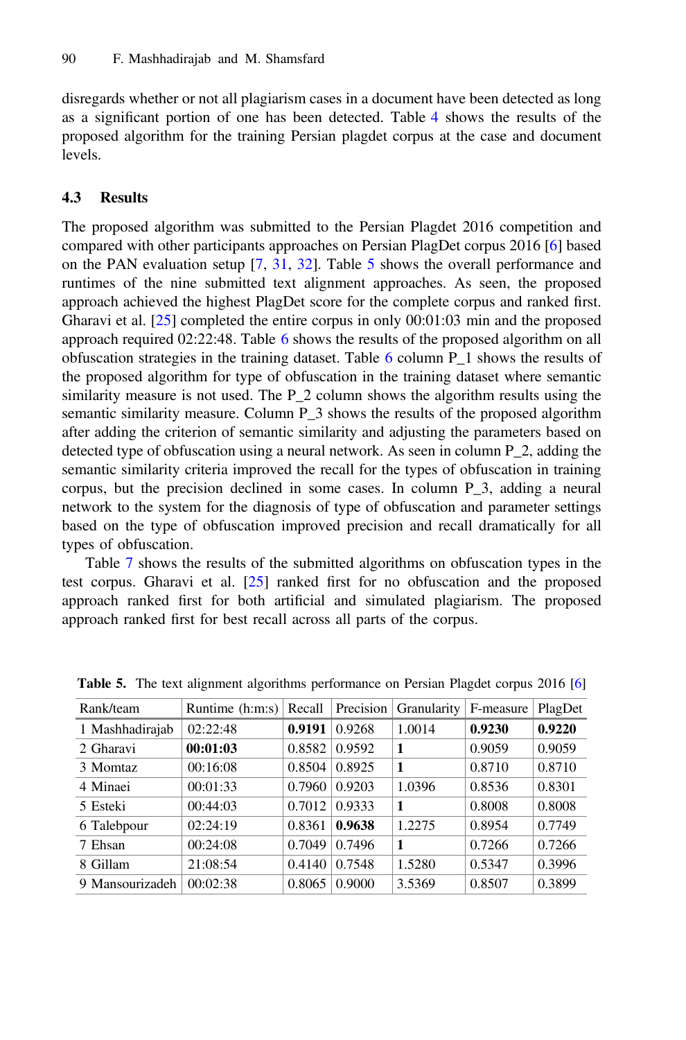disregards whether or not all plagiarism cases in a document have been detected as long as a significant portion of one has been detected. Table 4 shows the results of the proposed algorithm for the training Persian plagdet corpus at the case and document levels.

### 4.3 Results

The proposed algorithm was submitted to the Persian Plagdet 2016 competition and compared with other participants approaches on Persian PlagDet corpus 2016 [6] based on the PAN evaluation setup [7, 31, 32]. Table 5 shows the overall performance and runtimes of the nine submitted text alignment approaches. As seen, the proposed approach achieved the highest PlagDet score for the complete corpus and ranked first. Gharavi et al. [25] completed the entire corpus in only 00:01:03 min and the proposed approach required 02:22:48. Table 6 shows the results of the proposed algorithm on all obfuscation strategies in the training dataset. Table 6 column P_1 shows the results of the proposed algorithm for type of obfuscation in the training dataset where semantic similarity measure is not used. The P_2 column shows the algorithm results using the semantic similarity measure. Column P_3 shows the results of the proposed algorithm after adding the criterion of semantic similarity and adjusting the parameters based on detected type of obfuscation using a neural network. As seen in column P_2, adding the semantic similarity criteria improved the recall for the types of obfuscation in training corpus, but the precision declined in some cases. In column P_3, adding a neural network to the system for the diagnosis of type of obfuscation and parameter settings based on the type of obfuscation improved precision and recall dramatically for all types of obfuscation.

Table 7 shows the results of the submitted algorithms on obfuscation types in the test corpus. Gharavi et al. [25] ranked first for no obfuscation and the proposed approach ranked first for both artificial and simulated plagiarism. The proposed approach ranked first for best recall across all parts of the corpus.

**Table 5.** The text alignment algorithms performance on Persian Plagdet corpus 2016 [6]

| Rank/team | Runtime (h:m:s) | Recall | Precision | Granularity | F-measure | PlagDet |
|---|---|---|---|---|---|---|
| 1 Mashhadirajab | 02:22:48 | **0.9191** | 0.9268 | 1.0014 | **0.9230** | **0.9220** |
| 2 Gharavi | **00:01:03** | 0.8582 | 0.9592 | **1** | 0.9059 | 0.9059 |
| 3 Momtaz | 00:16:08 | 0.8504 | 0.8925 | **1** | 0.8710 | 0.8710 |
| 4 Minaei | 00:01:33 | 0.7960 | 0.9203 | 1.0396 | 0.8536 | 0.8301 |
| 5 Esteki | 00:44:03 | 0.7012 | 0.9333 | **1** | 0.8008 | 0.8008 |
| 6 Talebpour | 02:24:19 | 0.8361 | **0.9638** | 1.2275 | 0.8954 | 0.7749 |
| 7 Ehsan | 00:24:08 | 0.7049 | 0.7496 | **1** | 0.7266 | 0.7266 |
| 8 Gillam | 21:08:54 | 0.4140 | 0.7548 | 1.5280 | 0.5347 | 0.3996 |
| 9 Mansourizadeh | 00:02:38 | 0.8065 | 0.9000 | 3.5369 | 0.8507 | 0.3899 |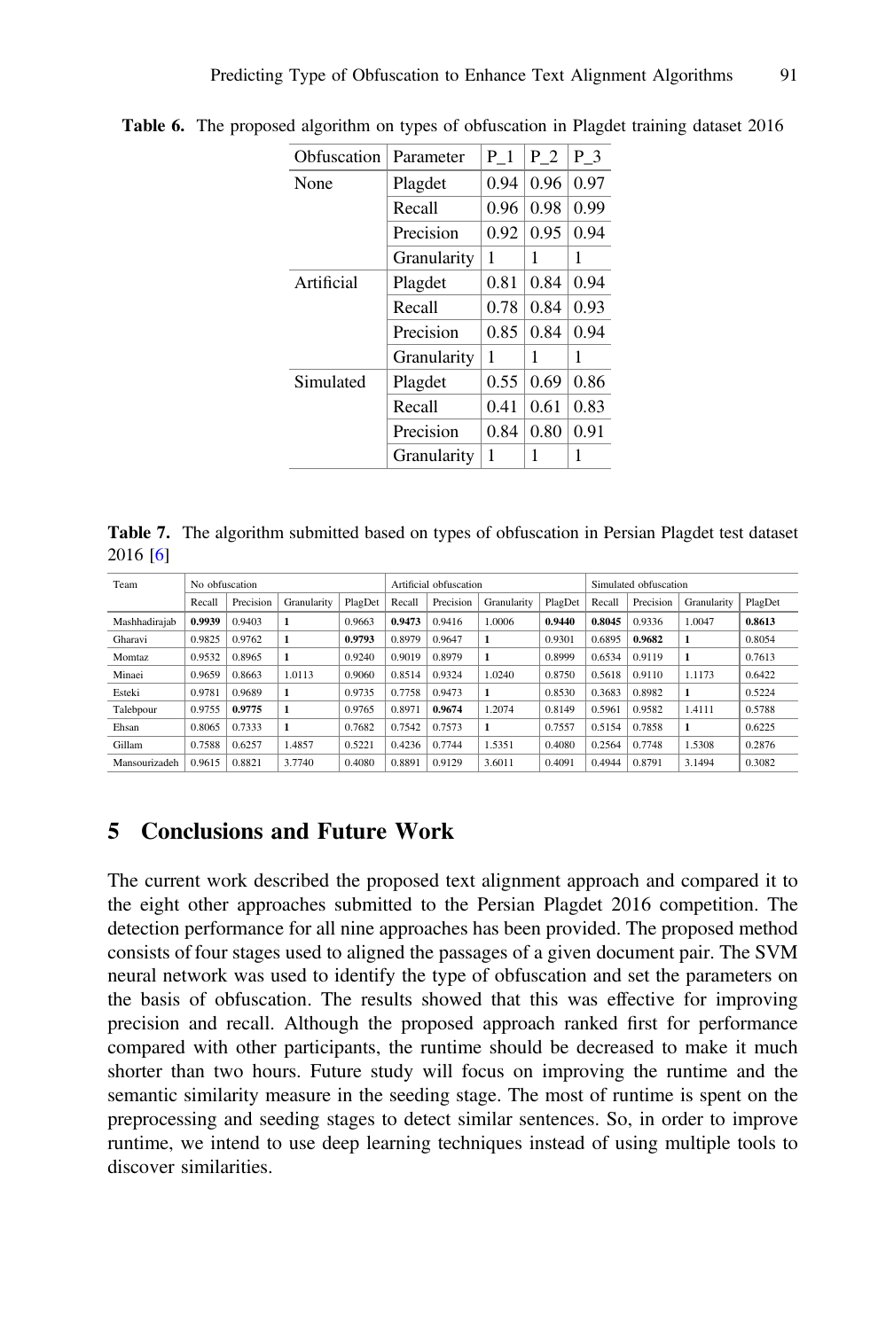**Table 6.** The proposed algorithm on types of obfuscation in Plagdet training dataset 2016

| Obfuscation | Parameter | P_1 | P_2 | P_3 |
|---|---|---|---|---|
| None | Plagdet | 0.94 | 0.96 | 0.97 |
| | Recall | 0.96 | 0.98 | 0.99 |
| | Precision | 0.92 | 0.95 | 0.94 |
| | Granularity | 1 | 1 | 1 |
| Artificial | Plagdet | 0.81 | 0.84 | 0.94 |
| | Recall | 0.78 | 0.84 | 0.93 |
| | Precision | 0.85 | 0.84 | 0.94 |
| | Granularity | 1 | 1 | 1 |
| Simulated | Plagdet | 0.55 | 0.69 | 0.86 |
| | Recall | 0.41 | 0.61 | 0.83 |
| | Precision | 0.84 | 0.80 | 0.91 |
| | Granularity | 1 | 1 | 1 |

**Table 7.** The algorithm submitted based on types of obfuscation in Persian Plagdet test dataset 2016 [6]

| Team | No obfuscation | | | | Artificial obfuscation | | | | Simulated obfuscation | | | |
|---|---|---|---|---|---|---|---|---|---|---|---|---|
| | Recall | Precision | Granularity | PlagDet | Recall | Precision | Granularity | PlagDet | Recall | Precision | Granularity | PlagDet |
| Mashhadirajab | **0.9939** | 0.9403 | **1** | 0.9663 | **0.9473** | 0.9416 | 1.0006 | **0.9440** | **0.8045** | 0.9336 | 1.0047 | **0.8613** |
| Gharavi | 0.9825 | 0.9762 | **1** | **0.9793** | 0.8979 | 0.9647 | **1** | 0.9301 | 0.6895 | **0.9682** | **1** | 0.8054 |
| Momtaz | 0.9532 | 0.8965 | **1** | 0.9240 | 0.9019 | 0.8979 | **1** | 0.8999 | 0.6534 | 0.9119 | **1** | 0.7613 |
| Minaei | 0.9659 | 0.8663 | 1.0113 | 0.9060 | 0.8514 | 0.9324 | 1.0240 | 0.8750 | 0.5618 | 0.9110 | 1.1173 | 0.6422 |
| Esteki | 0.9781 | 0.9689 | **1** | 0.9735 | 0.7758 | 0.9473 | **1** | 0.8530 | 0.3683 | 0.8982 | **1** | 0.5224 |
| Talebpour | 0.9755 | **0.9775** | **1** | 0.9765 | 0.8971 | **0.9674** | 1.2074 | 0.8149 | 0.5961 | 0.9582 | 1.4111 | 0.5788 |
| Ehsan | 0.8065 | 0.7333 | **1** | 0.7682 | 0.7542 | 0.7573 | **1** | 0.7557 | 0.5154 | 0.7858 | **1** | 0.6225 |
| Gillam | 0.7588 | 0.6257 | 1.4857 | 0.5221 | 0.4236 | 0.7744 | 1.5351 | 0.4080 | 0.2564 | 0.7748 | 1.5308 | 0.2876 |
| Mansourizadeh | 0.9615 | 0.8821 | 3.7740 | 0.4080 | 0.8891 | 0.9129 | 3.6011 | 0.4091 | 0.4944 | 0.8791 | 3.1494 | 0.3082 |

## 5 Conclusions and Future Work

The current work described the proposed text alignment approach and compared it to the eight other approaches submitted to the Persian Plagdet 2016 competition. The detection performance for all nine approaches has been provided. The proposed method consists of four stages used to aligned the passages of a given document pair. The SVM neural network was used to identify the type of obfuscation and set the parameters on the basis of obfuscation. The results showed that this was effective for improving precision and recall. Although the proposed approach ranked first for performance compared with other participants, the runtime should be decreased to make it much shorter than two hours. Future study will focus on improving the runtime and the semantic similarity measure in the seeding stage. The most of runtime is spent on the preprocessing and seeding stages to detect similar sentences. So, in order to improve runtime, we intend to use deep learning techniques instead of using multiple tools to discover similarities.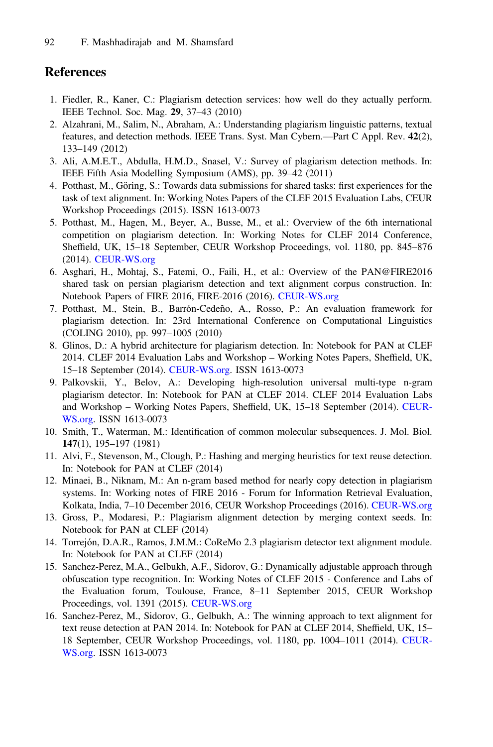## References

1. Fiedler, R., Kaner, C.: Plagiarism detection services: how well do they actually perform. IEEE Technol. Soc. Mag. **29**, 37–43 (2010)
2. Alzahrani, M., Salim, N., Abraham, A.: Understanding plagiarism linguistic patterns, textual features, and detection methods. IEEE Trans. Syst. Man Cybern.—Part C Appl. Rev. **42**(2), 133–149 (2012)
3. Ali, A.M.E.T., Abdulla, H.M.D., Snasel, V.: Survey of plagiarism detection methods. In: IEEE Fifth Asia Modelling Symposium (AMS), pp. 39–42 (2011)
4. Potthast, M., Göring, S.: Towards data submissions for shared tasks: first experiences for the task of text alignment. In: Working Notes Papers of the CLEF 2015 Evaluation Labs, CEUR Workshop Proceedings (2015). ISSN 1613-0073
5. Potthast, M., Hagen, M., Beyer, A., Busse, M., et al.: Overview of the 6th international competition on plagiarism detection. In: Working Notes for CLEF 2014 Conference, Sheffield, UK, 15–18 September, CEUR Workshop Proceedings, vol. 1180, pp. 845–876 (2014). CEUR-WS.org
6. Asghari, H., Mohtaj, S., Fatemi, O., Faili, H., et al.: Overview of the PAN@FIRE2016 shared task on persian plagiarism detection and text alignment corpus construction. In: Notebook Papers of FIRE 2016, FIRE-2016 (2016). CEUR-WS.org
7. Potthast, M., Stein, B., Barrón-Cedeño, A., Rosso, P.: An evaluation framework for plagiarism detection. In: 23rd International Conference on Computational Linguistics (COLING 2010), pp. 997–1005 (2010)
8. Glinos, D.: A hybrid architecture for plagiarism detection. In: Notebook for PAN at CLEF 2014. CLEF 2014 Evaluation Labs and Workshop – Working Notes Papers, Sheffield, UK, 15–18 September (2014). CEUR-WS.org. ISSN 1613-0073
9. Palkovskii, Y., Belov, A.: Developing high-resolution universal multi-type n-gram plagiarism detector. In: Notebook for PAN at CLEF 2014. CLEF 2014 Evaluation Labs and Workshop – Working Notes Papers, Sheffield, UK, 15–18 September (2014). CEUR-WS.org. ISSN 1613-0073
10. Smith, T., Waterman, M.: Identification of common molecular subsequences. J. Mol. Biol. **147**(1), 195–197 (1981)
11. Alvi, F., Stevenson, M., Clough, P.: Hashing and merging heuristics for text reuse detection. In: Notebook for PAN at CLEF (2014)
12. Minaei, B., Niknam, M.: An n-gram based method for nearly copy detection in plagiarism systems. In: Working notes of FIRE 2016 - Forum for Information Retrieval Evaluation, Kolkata, India, 7–10 December 2016, CEUR Workshop Proceedings (2016). CEUR-WS.org
13. Gross, P., Modaresi, P.: Plagiarism alignment detection by merging context seeds. In: Notebook for PAN at CLEF (2014)
14. Torrejón, D.A.R., Ramos, J.M.M.: CoReMo 2.3 plagiarism detector text alignment module. In: Notebook for PAN at CLEF (2014)
15. Sanchez-Perez, M.A., Gelbukh, A.F., Sidorov, G.: Dynamically adjustable approach through obfuscation type recognition. In: Working Notes of CLEF 2015 - Conference and Labs of the Evaluation forum, Toulouse, France, 8–11 September 2015, CEUR Workshop Proceedings, vol. 1391 (2015). CEUR-WS.org
16. Sanchez-Perez, M., Sidorov, G., Gelbukh, A.: The winning approach to text alignment for text reuse detection at PAN 2014. In: Notebook for PAN at CLEF 2014, Sheffield, UK, 15–18 September, CEUR Workshop Proceedings, vol. 1180, pp. 1004–1011 (2014). CEUR-WS.org. ISSN 1613-0073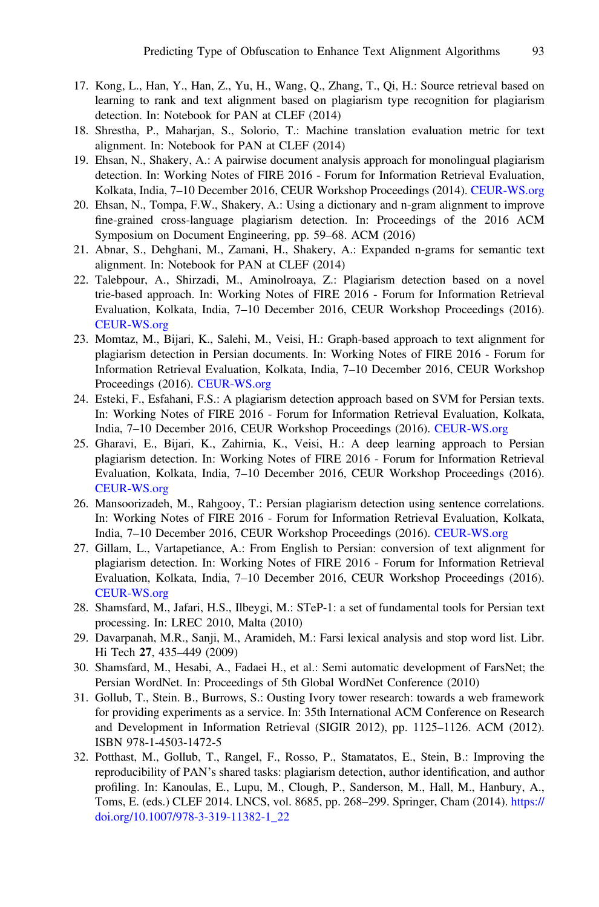17. Kong, L., Han, Y., Han, Z., Yu, H., Wang, Q., Zhang, T., Qi, H.: Source retrieval based on learning to rank and text alignment based on plagiarism type recognition for plagiarism detection. In: Notebook for PAN at CLEF (2014)
18. Shrestha, P., Maharjan, S., Solorio, T.: Machine translation evaluation metric for text alignment. In: Notebook for PAN at CLEF (2014)
19. Ehsan, N., Shakery, A.: A pairwise document analysis approach for monolingual plagiarism detection. In: Working Notes of FIRE 2016 - Forum for Information Retrieval Evaluation, Kolkata, India, 7–10 December 2016, CEUR Workshop Proceedings (2014). CEUR-WS.org
20. Ehsan, N., Tompa, F.W., Shakery, A.: Using a dictionary and n-gram alignment to improve fine-grained cross-language plagiarism detection. In: Proceedings of the 2016 ACM Symposium on Document Engineering, pp. 59–68. ACM (2016)
21. Abnar, S., Dehghani, M., Zamani, H., Shakery, A.: Expanded n-grams for semantic text alignment. In: Notebook for PAN at CLEF (2014)
22. Talebpour, A., Shirzadi, M., Aminolroaya, Z.: Plagiarism detection based on a novel trie-based approach. In: Working Notes of FIRE 2016 - Forum for Information Retrieval Evaluation, Kolkata, India, 7–10 December 2016, CEUR Workshop Proceedings (2016). CEUR-WS.org
23. Momtaz, M., Bijari, K., Salehi, M., Veisi, H.: Graph-based approach to text alignment for plagiarism detection in Persian documents. In: Working Notes of FIRE 2016 - Forum for Information Retrieval Evaluation, Kolkata, India, 7–10 December 2016, CEUR Workshop Proceedings (2016). CEUR-WS.org
24. Esteki, F., Esfahani, F.S.: A plagiarism detection approach based on SVM for Persian texts. In: Working Notes of FIRE 2016 - Forum for Information Retrieval Evaluation, Kolkata, India, 7–10 December 2016, CEUR Workshop Proceedings (2016). CEUR-WS.org
25. Gharavi, E., Bijari, K., Zahirnia, K., Veisi, H.: A deep learning approach to Persian plagiarism detection. In: Working Notes of FIRE 2016 - Forum for Information Retrieval Evaluation, Kolkata, India, 7–10 December 2016, CEUR Workshop Proceedings (2016). CEUR-WS.org
26. Mansoorizadeh, M., Rahgooy, T.: Persian plagiarism detection using sentence correlations. In: Working Notes of FIRE 2016 - Forum for Information Retrieval Evaluation, Kolkata, India, 7–10 December 2016, CEUR Workshop Proceedings (2016). CEUR-WS.org
27. Gillam, L., Vartapetiance, A.: From English to Persian: conversion of text alignment for plagiarism detection. In: Working Notes of FIRE 2016 - Forum for Information Retrieval Evaluation, Kolkata, India, 7–10 December 2016, CEUR Workshop Proceedings (2016). CEUR-WS.org
28. Shamsfard, M., Jafari, H.S., Ilbeygi, M.: STeP-1: a set of fundamental tools for Persian text processing. In: LREC 2010, Malta (2010)
29. Davarpanah, M.R., Sanji, M., Aramideh, M.: Farsi lexical analysis and stop word list. Libr. Hi Tech **27**, 435–449 (2009)
30. Shamsfard, M., Hesabi, A., Fadaei H., et al.: Semi automatic development of FarsNet; the Persian WordNet. In: Proceedings of 5th Global WordNet Conference (2010)
31. Gollub, T., Stein. B., Burrows, S.: Ousting Ivory tower research: towards a web framework for providing experiments as a service. In: 35th International ACM Conference on Research and Development in Information Retrieval (SIGIR 2012), pp. 1125–1126. ACM (2012). ISBN 978-1-4503-1472-5
32. Potthast, M., Gollub, T., Rangel, F., Rosso, P., Stamatatos, E., Stein, B.: Improving the reproducibility of PAN's shared tasks: plagiarism detection, author identification, and author profiling. In: Kanoulas, E., Lupu, M., Clough, P., Sanderson, M., Hall, M., Hanbury, A., Toms, E. (eds.) CLEF 2014. LNCS, vol. 8685, pp. 268–299. Springer, Cham (2014). https://doi.org/10.1007/978-3-319-11382-1_22